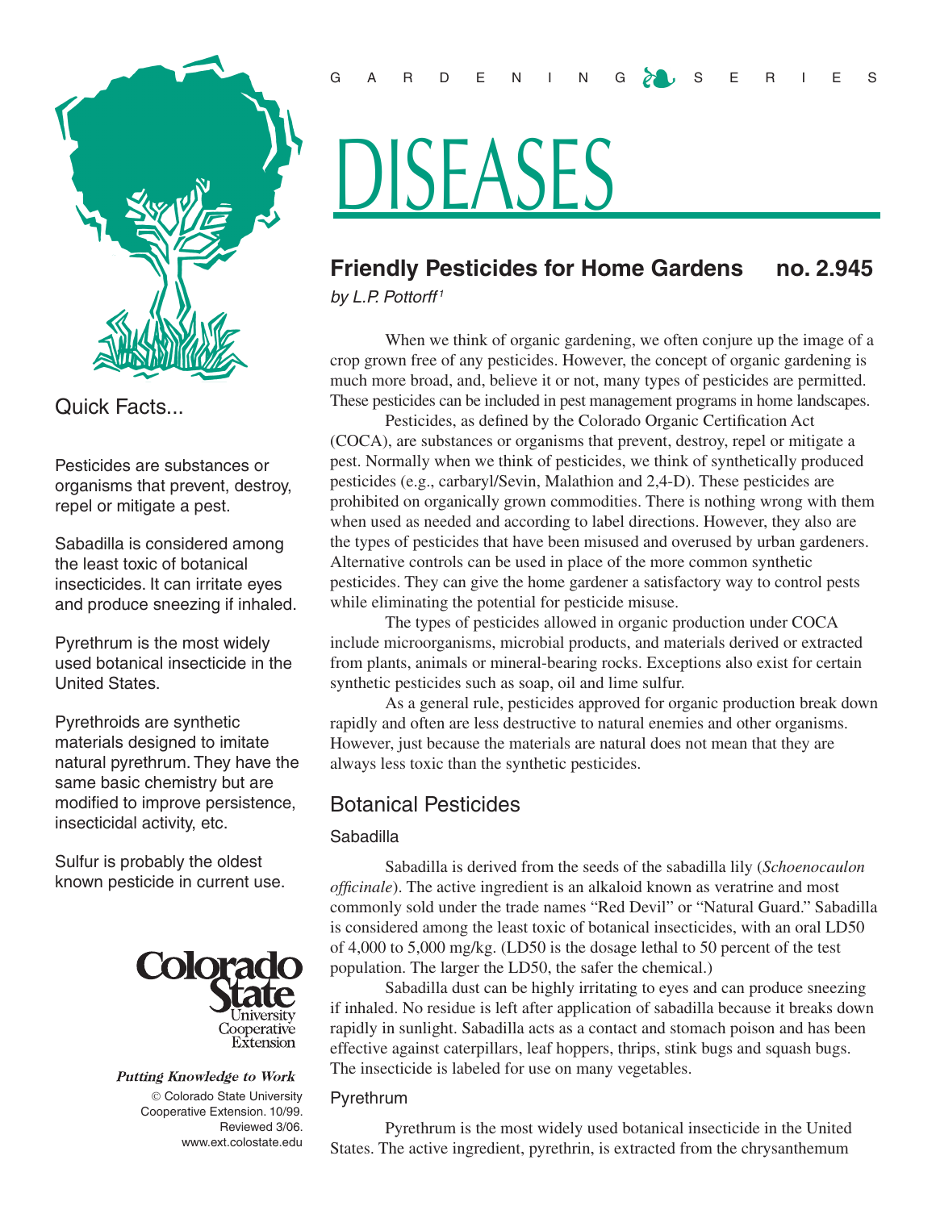GARDENING SERIES

# DISEASES

## Friendly Pesticides for Home Gardens no. 2.945

*by L.P. Pottorff*[1]

### Quick Facts...

Pesticides are substances or organisms that prevent, destroy, repel or mitigate a pest.

Sabadilla is considered among the least toxic of botanical insecticides. It can irritate eyes and produce sneezing if inhaled.

Pyrethrum is the most widely used botanical insecticide in the United States.

Pyrethroids are synthetic materials designed to imitate natural pyrethrum. They have the same basic chemistry but are modified to improve persistence, insecticidal activity, etc.

Sulfur is probably the oldest known pesticide in current use.

Colorado State University Cooperative Extension

***Putting Knowledge to Work***

© Colorado State University Cooperative Extension. 10/99. Reviewed 3/06. www.ext.colostate.edu

When we think of organic gardening, we often conjure up the image of a crop grown free of any pesticides. However, the concept of organic gardening is much more broad, and, believe it or not, many types of pesticides are permitted. These pesticides can be included in pest management programs in home landscapes.

Pesticides, as defined by the Colorado Organic Certification Act (COCA), are substances or organisms that prevent, destroy, repel or mitigate a pest. Normally when we think of pesticides, we think of synthetically produced pesticides (e.g., carbaryl/Sevin, Malathion and 2,4-D). These pesticides are prohibited on organically grown commodities. There is nothing wrong with them when used as needed and according to label directions. However, they also are the types of pesticides that have been misused and overused by urban gardeners. Alternative controls can be used in place of the more common synthetic pesticides. They can give the home gardener a satisfactory way to control pests while eliminating the potential for pesticide misuse.

The types of pesticides allowed in organic production under COCA include microorganisms, microbial products, and materials derived or extracted from plants, animals or mineral-bearing rocks. Exceptions also exist for certain synthetic pesticides such as soap, oil and lime sulfur.

As a general rule, pesticides approved for organic production break down rapidly and often are less destructive to natural enemies and other organisms. However, just because the materials are natural does not mean that they are always less toxic than the synthetic pesticides.

## Botanical Pesticides

### Sabadilla

Sabadilla is derived from the seeds of the sabadilla lily (*Schoenocaulon officinale*). The active ingredient is an alkaloid known as veratrine and most commonly sold under the trade names "Red Devil" or "Natural Guard." Sabadilla is considered among the least toxic of botanical insecticides, with an oral LD50 of 4,000 to 5,000 mg/kg. (LD50 is the dosage lethal to 50 percent of the test population. The larger the LD50, the safer the chemical.)

Sabadilla dust can be highly irritating to eyes and can produce sneezing if inhaled. No residue is left after application of sabadilla because it breaks down rapidly in sunlight. Sabadilla acts as a contact and stomach poison and has been effective against caterpillars, leaf hoppers, thrips, stink bugs and squash bugs. The insecticide is labeled for use on many vegetables.

### Pyrethrum

Pyrethrum is the most widely used botanical insecticide in the United States. The active ingredient, pyrethrin, is extracted from the chrysanthemum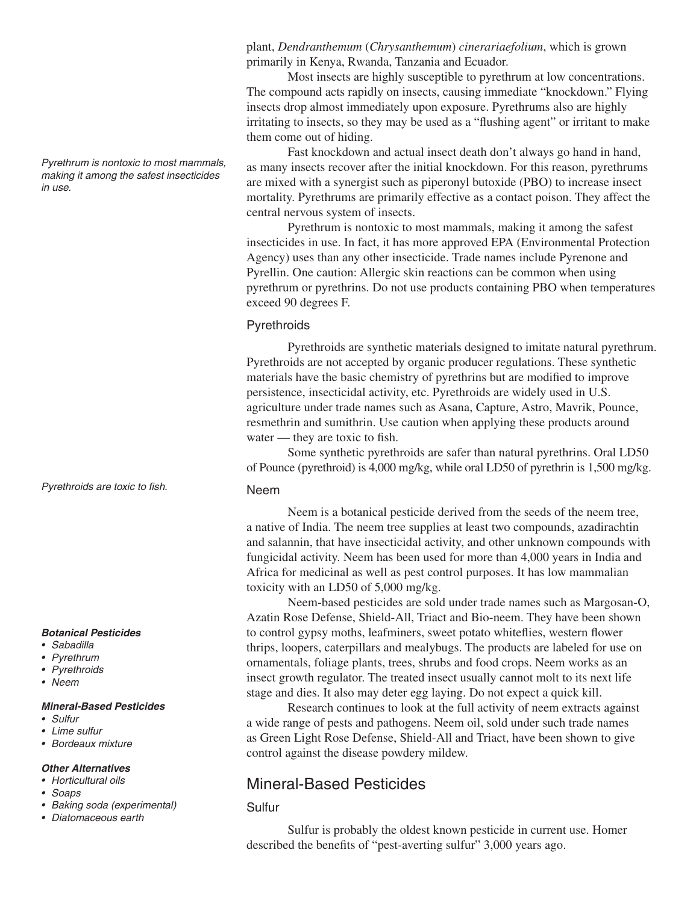plant, *Dendranthemum* (*Chrysanthemum*) *cinerariaefolium*, which is grown primarily in Kenya, Rwanda, Tanzania and Ecuador.

Most insects are highly susceptible to pyrethrum at low concentrations. The compound acts rapidly on insects, causing immediate "knockdown." Flying insects drop almost immediately upon exposure. Pyrethrums also are highly irritating to insects, so they may be used as a "flushing agent" or irritant to make them come out of hiding.

*Pyrethrum is nontoxic to most mammals, making it among the safest insecticides in use.*

Fast knockdown and actual insect death don't always go hand in hand, as many insects recover after the initial knockdown. For this reason, pyrethrums are mixed with a synergist such as piperonyl butoxide (PBO) to increase insect mortality. Pyrethrums are primarily effective as a contact poison. They affect the central nervous system of insects.

Pyrethrum is nontoxic to most mammals, making it among the safest insecticides in use. In fact, it has more approved EPA (Environmental Protection Agency) uses than any other insecticide. Trade names include Pyrenone and Pyrellin. One caution: Allergic skin reactions can be common when using pyrethrum or pyrethrins. Do not use products containing PBO when temperatures exceed 90 degrees F.

### Pyrethroids

Pyrethroids are synthetic materials designed to imitate natural pyrethrum. Pyrethroids are not accepted by organic producer regulations. These synthetic materials have the basic chemistry of pyrethrins but are modified to improve persistence, insecticidal activity, etc. Pyrethroids are widely used in U.S. agriculture under trade names such as Asana, Capture, Astro, Mavrik, Pounce, resmethrin and sumithrin. Use caution when applying these products around water — they are toxic to fish.

Some synthetic pyrethroids are safer than natural pyrethrins. Oral LD50 of Pounce (pyrethroid) is 4,000 mg/kg, while oral LD50 of pyrethrin is 1,500 mg/kg.

*Pyrethroids are toxic to fish.*

### Neem

Neem is a botanical pesticide derived from the seeds of the neem tree, a native of India. The neem tree supplies at least two compounds, azadirachtin and salannin, that have insecticidal activity, and other unknown compounds with fungicidal activity. Neem has been used for more than 4,000 years in India and Africa for medicinal as well as pest control purposes. It has low mammalian toxicity with an LD50 of 5,000 mg/kg.

Neem-based pesticides are sold under trade names such as Margosan-O, Azatin Rose Defense, Shield-All, Triact and Bio-neem. They have been shown to control gypsy moths, leafminers, sweet potato whiteflies, western flower thrips, loopers, caterpillars and mealybugs. The products are labeled for use on ornamentals, foliage plants, trees, shrubs and food crops. Neem works as an insect growth regulator. The treated insect usually cannot molt to its next life stage and dies. It also may deter egg laying. Do not expect a quick kill.

Research continues to look at the full activity of neem extracts against a wide range of pests and pathogens. Neem oil, sold under such trade names as Green Light Rose Defense, Shield-All and Triact, have been shown to give control against the disease powdery mildew.

***Botanical Pesticides***
- *Sabadilla*
- *Pyrethrum*
- *Pyrethroids*
- *Neem*

***Mineral-Based Pesticides***
- *Sulfur*
- *Lime sulfur*
- *Bordeaux mixture*

***Other Alternatives***
- *Horticultural oils*
- *Soaps*
- *Baking soda (experimental)*
- *Diatomaceous earth*

## Mineral-Based Pesticides

### Sulfur

Sulfur is probably the oldest known pesticide in current use. Homer described the benefits of "pest-averting sulfur" 3,000 years ago.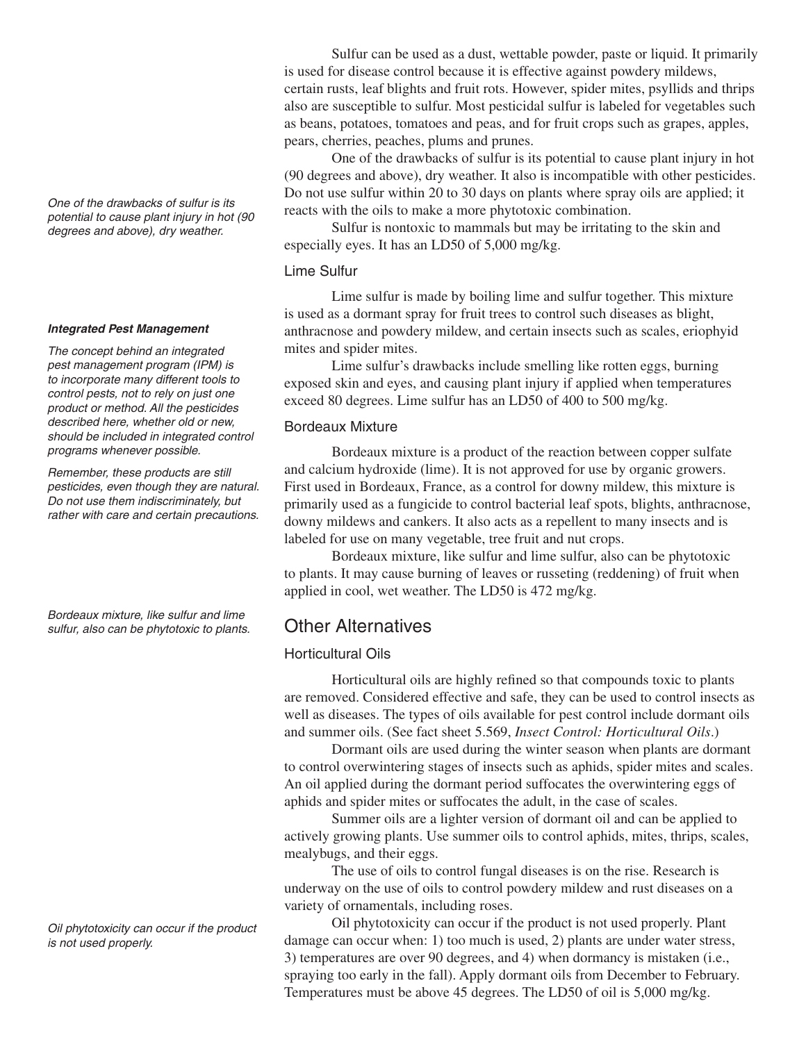Sulfur can be used as a dust, wettable powder, paste or liquid. It primarily is used for disease control because it is effective against powdery mildews, certain rusts, leaf blights and fruit rots. However, spider mites, psyllids and thrips also are susceptible to sulfur. Most pesticidal sulfur is labeled for vegetables such as beans, potatoes, tomatoes and peas, and for fruit crops such as grapes, apples, pears, cherries, peaches, plums and prunes.

One of the drawbacks of sulfur is its potential to cause plant injury in hot (90 degrees and above), dry weather. It also is incompatible with other pesticides. Do not use sulfur within 20 to 30 days on plants where spray oils are applied; it reacts with the oils to make a more phytotoxic combination.

*One of the drawbacks of sulfur is its potential to cause plant injury in hot (90 degrees and above), dry weather.*

Sulfur is nontoxic to mammals but may be irritating to the skin and especially eyes. It has an LD50 of 5,000 mg/kg.

### Lime Sulfur

Lime sulfur is made by boiling lime and sulfur together. This mixture is used as a dormant spray for fruit trees to control such diseases as blight, anthracnose and powdery mildew, and certain insects such as scales, eriophyid mites and spider mites.

Lime sulfur's drawbacks include smelling like rotten eggs, burning exposed skin and eyes, and causing plant injury if applied when temperatures exceed 80 degrees. Lime sulfur has an LD50 of 400 to 500 mg/kg.

***Integrated Pest Management***

*The concept behind an integrated pest management program (IPM) is to incorporate many different tools to control pests, not to rely on just one product or method. All the pesticides described here, whether old or new, should be included in integrated control programs whenever possible.*

*Remember, these products are still pesticides, even though they are natural. Do not use them indiscriminately, but rather with care and certain precautions.*

### Bordeaux Mixture

Bordeaux mixture is a product of the reaction between copper sulfate and calcium hydroxide (lime). It is not approved for use by organic growers. First used in Bordeaux, France, as a control for downy mildew, this mixture is primarily used as a fungicide to control bacterial leaf spots, blights, anthracnose, downy mildews and cankers. It also acts as a repellent to many insects and is labeled for use on many vegetable, tree fruit and nut crops.

Bordeaux mixture, like sulfur and lime sulfur, also can be phytotoxic to plants. It may cause burning of leaves or russeting (reddening) of fruit when applied in cool, wet weather. The LD50 is 472 mg/kg.

*Bordeaux mixture, like sulfur and lime sulfur, also can be phytotoxic to plants.*

## Other Alternatives

### Horticultural Oils

Horticultural oils are highly refined so that compounds toxic to plants are removed. Considered effective and safe, they can be used to control insects as well as diseases. The types of oils available for pest control include dormant oils and summer oils. (See fact sheet 5.569, *Insect Control: Horticultural Oils*.)

Dormant oils are used during the winter season when plants are dormant to control overwintering stages of insects such as aphids, spider mites and scales. An oil applied during the dormant period suffocates the overwintering eggs of aphids and spider mites or suffocates the adult, in the case of scales.

Summer oils are a lighter version of dormant oil and can be applied to actively growing plants. Use summer oils to control aphids, mites, thrips, scales, mealybugs, and their eggs.

The use of oils to control fungal diseases is on the rise. Research is underway on the use of oils to control powdery mildew and rust diseases on a variety of ornamentals, including roses.

*Oil phytotoxicity can occur if the product is not used properly.*

Oil phytotoxicity can occur if the product is not used properly. Plant damage can occur when: 1) too much is used, 2) plants are under water stress, 3) temperatures are over 90 degrees, and 4) when dormancy is mistaken (i.e., spraying too early in the fall). Apply dormant oils from December to February. Temperatures must be above 45 degrees. The LD50 of oil is 5,000 mg/kg.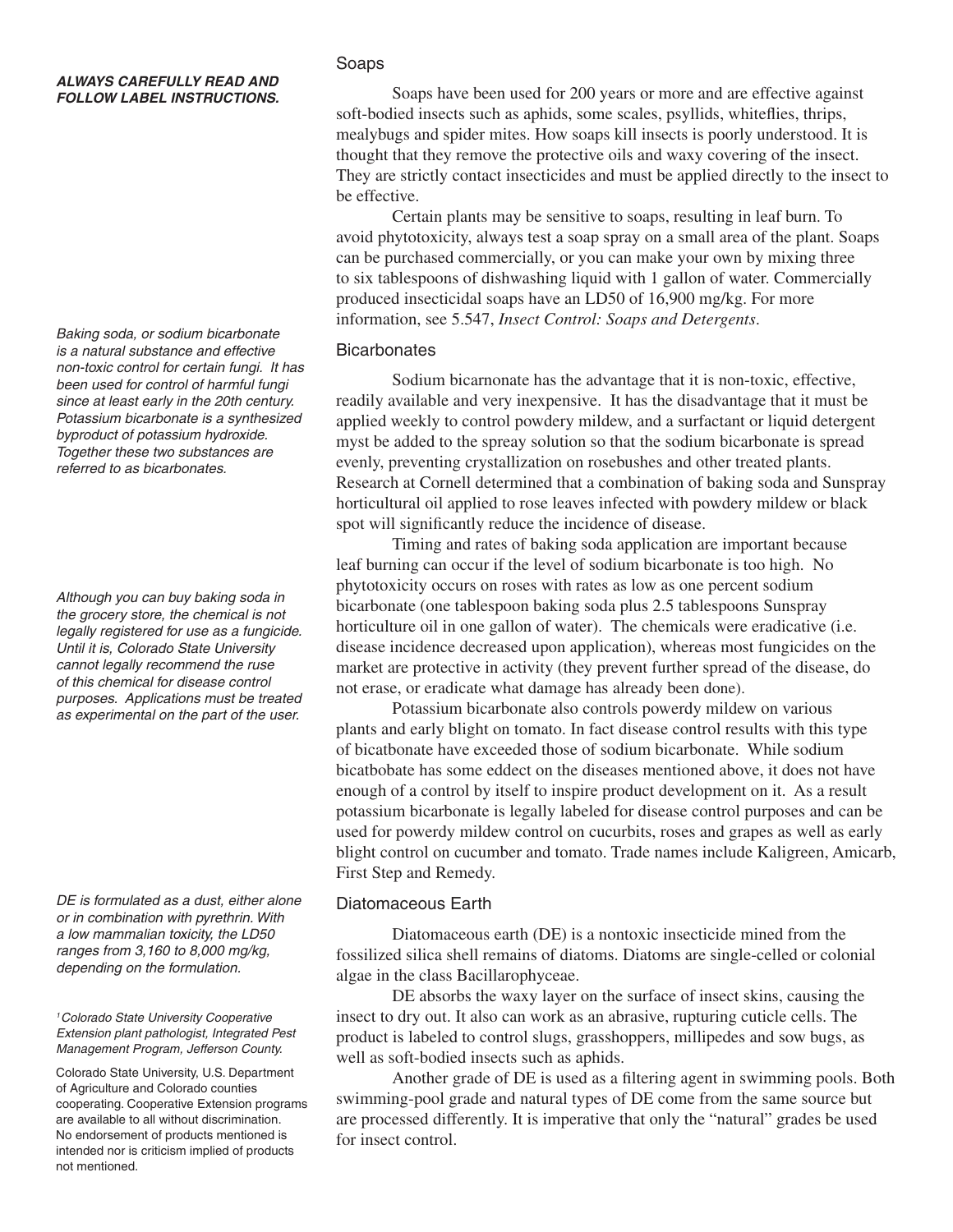***ALWAYS CAREFULLY READ AND FOLLOW LABEL INSTRUCTIONS.***

## Soaps

Soaps have been used for 200 years or more and are effective against soft-bodied insects such as aphids, some scales, psyllids, whiteflies, thrips, mealybugs and spider mites. How soaps kill insects is poorly understood. It is thought that they remove the protective oils and waxy covering of the insect. They are strictly contact insecticides and must be applied directly to the insect to be effective.

Certain plants may be sensitive to soaps, resulting in leaf burn. To avoid phytotoxicity, always test a soap spray on a small area of the plant. Soaps can be purchased commercially, or you can make your own by mixing three to six tablespoons of dishwashing liquid with 1 gallon of water. Commercially produced insecticidal soaps have an LD50 of 16,900 mg/kg. For more information, see 5.547, *Insect Control: Soaps and Detergents*.

*Baking soda, or sodium bicarbonate is a natural substance and effective non-toxic control for certain fungi. It has been used for control of harmful fungi since at least early in the 20th century. Potassium bicarbonate is a synthesized byproduct of potassium hydroxide. Together these two substances are referred to as bicarbonates.*

## Bicarbonates

Sodium bicarnonate has the advantage that it is non-toxic, effective, readily available and very inexpensive. It has the disadvantage that it must be applied weekly to control powdery mildew, and a surfactant or liquid detergent myst be added to the spray solution so that the sodium bicarbonate is spread evenly, preventing crystallization on rosebushes and other treated plants. Research at Cornell determined that a combination of baking soda and Sunspray horticultural oil applied to rose leaves infected with powdery mildew or black spot will significantly reduce the incidence of disease.

Timing and rates of baking soda application are important because leaf burning can occur if the level of sodium bicarbonate is too high. No phytotoxicity occurs on roses with rates as low as one percent sodium bicarbonate (one tablespoon baking soda plus 2.5 tablespoons Sunspray horticulture oil in one gallon of water). The chemicals were eradicative (i.e. disease incidence decreased upon application), whereas most fungicides on the market are protective in activity (they prevent further spread of the disease, do not erase, or eradicate what damage has already been done).

*Although you can buy baking soda in the grocery store, the chemical is not legally registered for use as a fungicide. Until it is, Colorado State University cannot legally recommend the ruse of this chemical for disease control purposes. Applications must be treated as experimental on the part of the user.*

Potassium bicarbonate also controls powerdy mildew on various plants and early blight on tomato. In fact disease control results with this type of bicatbonate have exceeded those of sodium bicarbonate. While sodium bicatbobate has some eddect on the diseases mentioned above, it does not have enough of a control by itself to inspire product development on it. As a result potassium bicarbonate is legally labeled for disease control purposes and can be used for powerdy mildew control on cucurbits, roses and grapes as well as early blight control on cucumber and tomato. Trade names include Kaligreen, Amicarb, First Step and Remedy.

## Diatomaceous Earth

Diatomaceous earth (DE) is a nontoxic insecticide mined from the fossilized silica shell remains of diatoms. Diatoms are single-celled or colonial algae in the class Bacillarophyceae.

*DE is formulated as a dust, either alone or in combination with pyrethrin. With a low mammalian toxicity, the LD50 ranges from 3,160 to 8,000 mg/kg, depending on the formulation.*

DE absorbs the waxy layer on the surface of insect skins, causing the insect to dry out. It also can work as an abrasive, rupturing cuticle cells. The product is labeled to control slugs, grasshoppers, millipedes and sow bugs, as well as soft-bodied insects such as aphids.

Another grade of DE is used as a filtering agent in swimming pools. Both swimming-pool grade and natural types of DE come from the same source but are processed differently. It is imperative that only the "natural" grades be used for insect control.

*[1] Colorado State University Cooperative Extension plant pathologist, Integrated Pest Management Program, Jefferson County.*

Colorado State University, U.S. Department of Agriculture and Colorado counties cooperating. Cooperative Extension programs are available to all without discrimination. No endorsement of products mentioned is intended nor is criticism implied of products not mentioned.